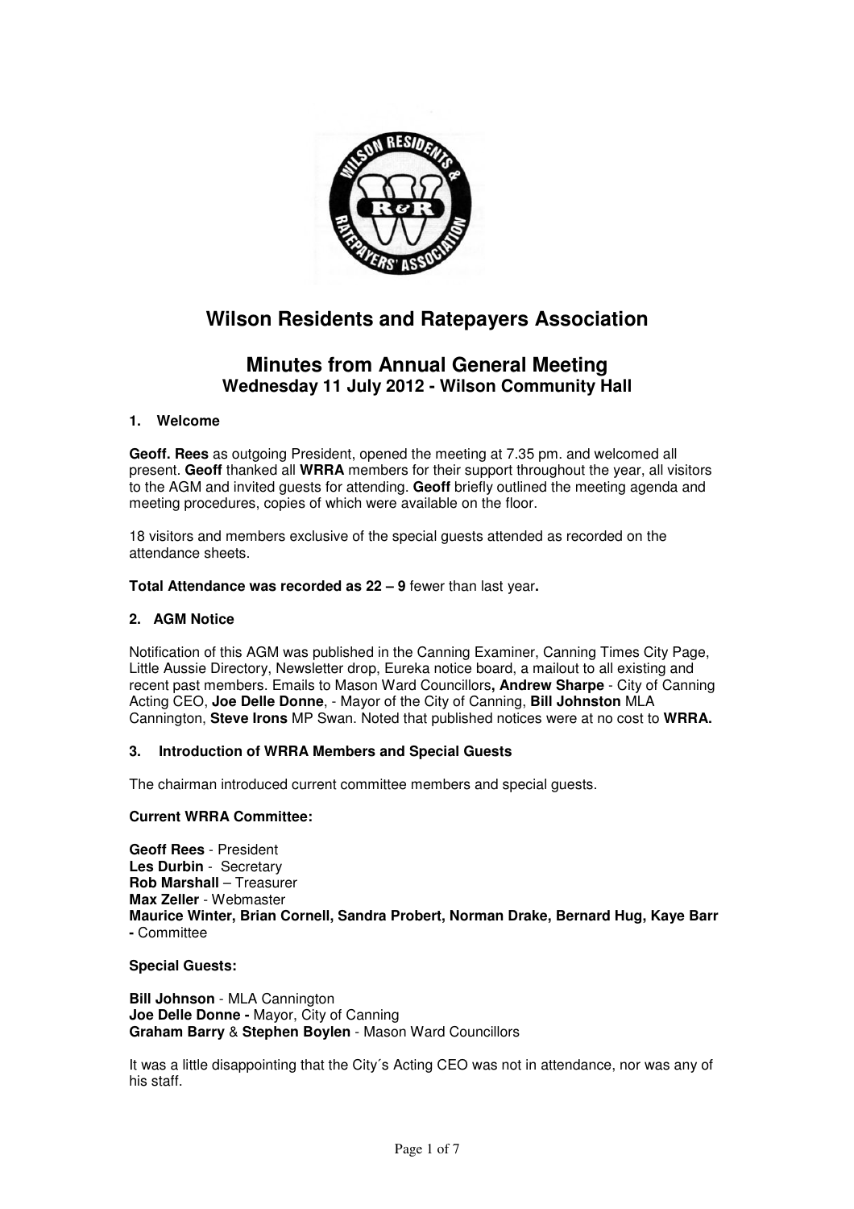# Wilson Residents and Ratepayers Association

## Minutes from Annual General Meeting
### Wednesday 11 July 2012 - Wilson Community Hall

### 1. Welcome

**Geoff. Rees** as outgoing President, opened the meeting at 7.35 pm. and welcomed all present. **Geoff** thanked all **WRRA** members for their support throughout the year, all visitors to the AGM and invited guests for attending. **Geoff** briefly outlined the meeting agenda and meeting procedures, copies of which were available on the floor.

18 visitors and members exclusive of the special guests attended as recorded on the attendance sheets.

**Total Attendance was recorded as 22 – 9** fewer than last year**.**

### 2. AGM Notice

Notification of this AGM was published in the Canning Examiner, Canning Times City Page, Little Aussie Directory, Newsletter drop, Eureka notice board, a mailout to all existing and recent past members. Emails to Mason Ward Councillors**, Andrew Sharpe** - City of Canning Acting CEO, **Joe Delle Donne**, - Mayor of the City of Canning, **Bill Johnston** MLA Cannington, **Steve Irons** MP Swan. Noted that published notices were at no cost to **WRRA.**

### 3. Introduction of WRRA Members and Special Guests

The chairman introduced current committee members and special guests.

**Current WRRA Committee:**

**Geoff Rees** - President
**Les Durbin** - Secretary
**Rob Marshall** – Treasurer
**Max Zeller** - Webmaster
**Maurice Winter, Brian Cornell, Sandra Probert, Norman Drake, Bernard Hug, Kaye Barr -** Committee

**Special Guests:**

**Bill Johnson** - MLA Cannington
**Joe Delle Donne -** Mayor, City of Canning
**Graham Barry** & **Stephen Boylen** - Mason Ward Councillors

It was a little disappointing that the City´s Acting CEO was not in attendance, nor was any of his staff.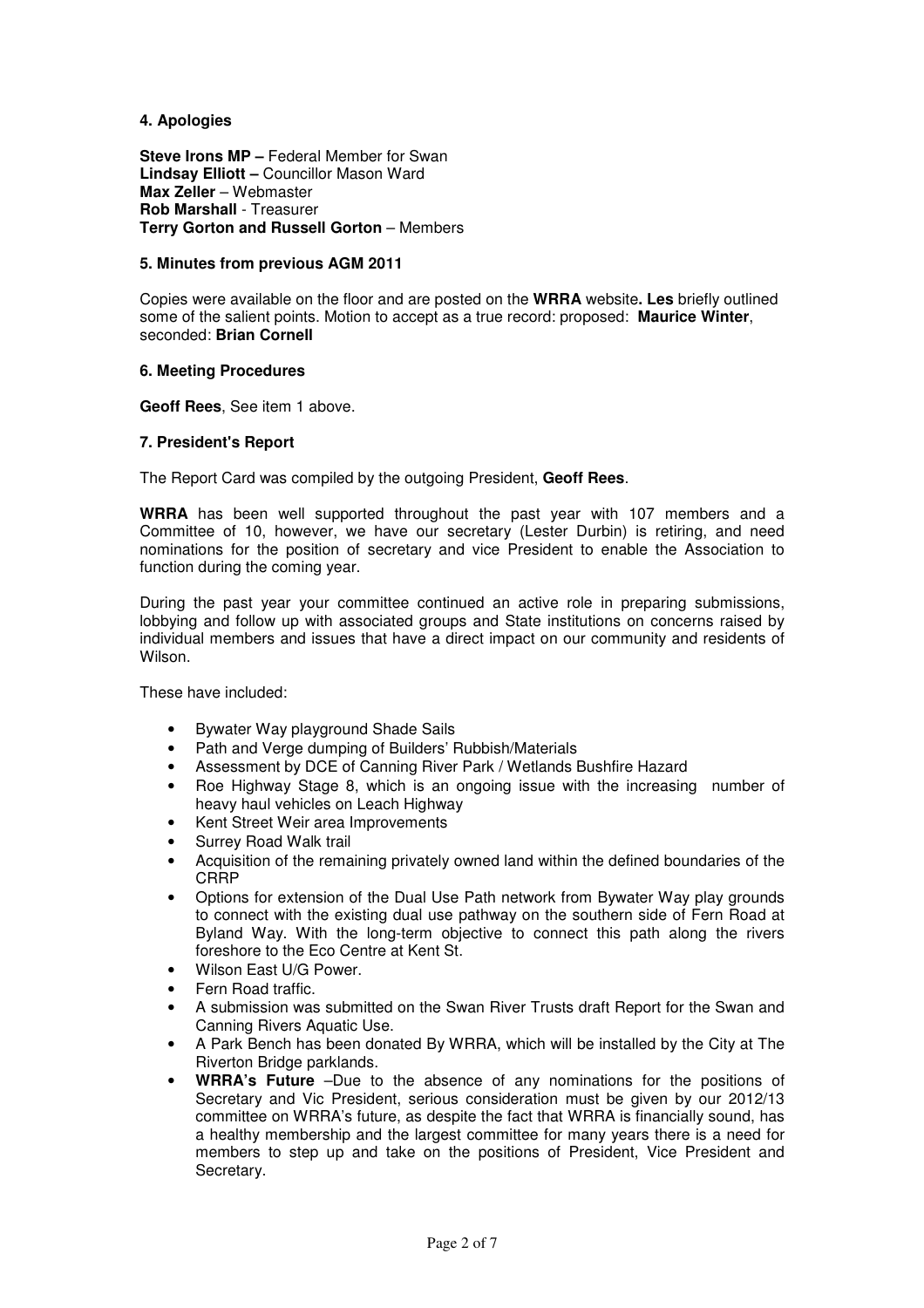**4. Apologies**

**Steve Irons MP –** Federal Member for Swan
**Lindsay Elliott –** Councillor Mason Ward
**Max Zeller** – Webmaster
**Rob Marshall** - Treasurer
**Terry Gorton and Russell Gorton** – Members

**5. Minutes from previous AGM 2011**

Copies were available on the floor and are posted on the **WRRA** website**. Les** briefly outlined some of the salient points. Motion to accept as a true record: proposed: **Maurice Winter**, seconded: **Brian Cornell**

**6. Meeting Procedures**

**Geoff Rees**, See item 1 above.

**7. President's Report**

The Report Card was compiled by the outgoing President, **Geoff Rees**.

**WRRA** has been well supported throughout the past year with 107 members and a Committee of 10, however, we have our secretary (Lester Durbin) is retiring, and need nominations for the position of secretary and vice President to enable the Association to function during the coming year.

During the past year your committee continued an active role in preparing submissions, lobbying and follow up with associated groups and State institutions on concerns raised by individual members and issues that have a direct impact on our community and residents of Wilson.

These have included:

- Bywater Way playground Shade Sails
- Path and Verge dumping of Builders' Rubbish/Materials
- Assessment by DCE of Canning River Park / Wetlands Bushfire Hazard
- Roe Highway Stage 8, which is an ongoing issue with the increasing number of heavy haul vehicles on Leach Highway
- Kent Street Weir area Improvements
- Surrey Road Walk trail
- Acquisition of the remaining privately owned land within the defined boundaries of the CRRP
- Options for extension of the Dual Use Path network from Bywater Way play grounds to connect with the existing dual use pathway on the southern side of Fern Road at Byland Way. With the long-term objective to connect this path along the rivers foreshore to the Eco Centre at Kent St.
- Wilson East U/G Power.
- Fern Road traffic.
- A submission was submitted on the Swan River Trusts draft Report for the Swan and Canning Rivers Aquatic Use.
- A Park Bench has been donated By WRRA, which will be installed by the City at The Riverton Bridge parklands.
- **WRRA's Future** –Due to the absence of any nominations for the positions of Secretary and Vic President, serious consideration must be given by our 2012/13 committee on WRRA's future, as despite the fact that WRRA is financially sound, has a healthy membership and the largest committee for many years there is a need for members to step up and take on the positions of President, Vice President and Secretary.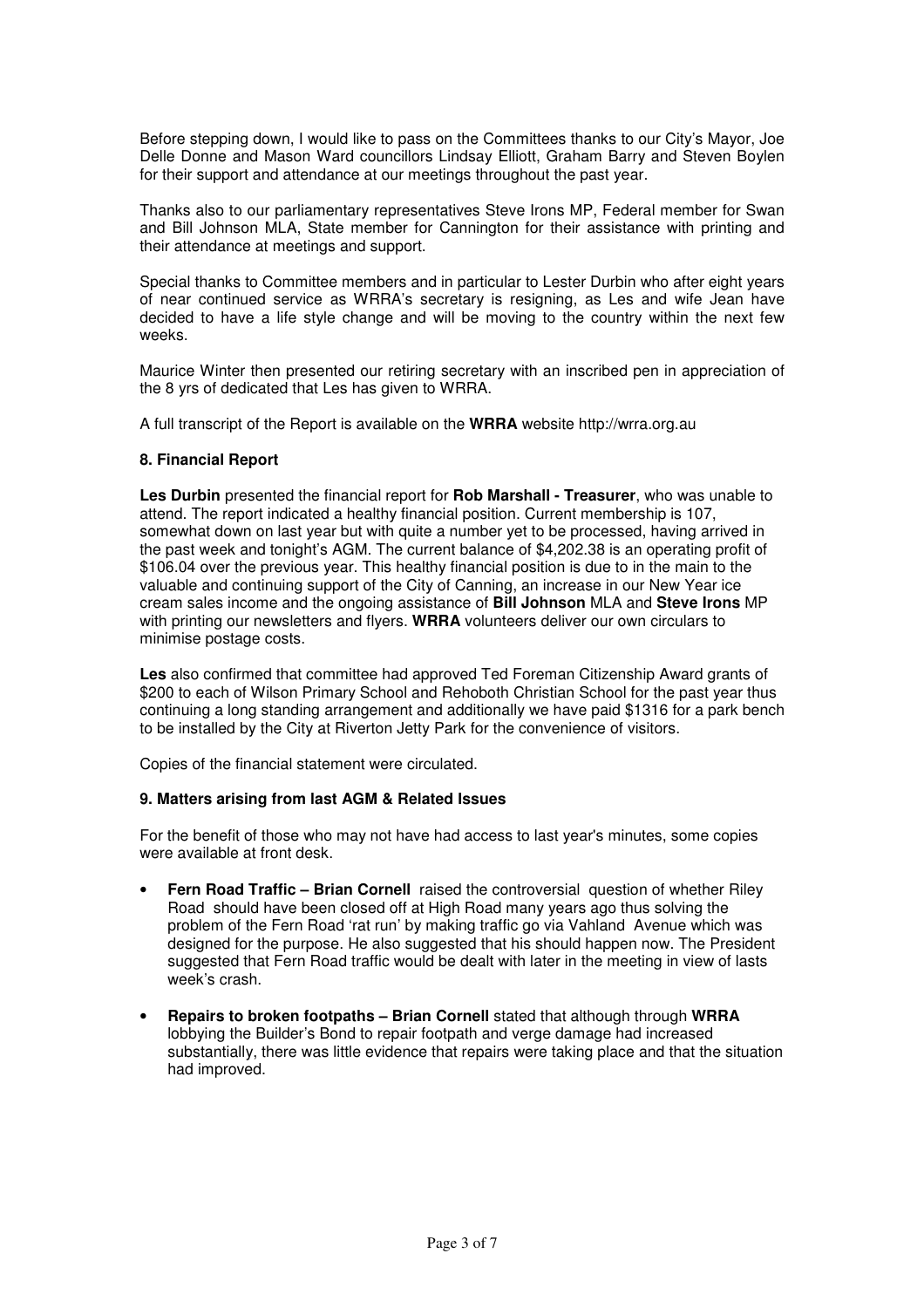Before stepping down, I would like to pass on the Committees thanks to our City's Mayor, Joe Delle Donne and Mason Ward councillors Lindsay Elliott, Graham Barry and Steven Boylen for their support and attendance at our meetings throughout the past year.

Thanks also to our parliamentary representatives Steve Irons MP, Federal member for Swan and Bill Johnson MLA, State member for Cannington for their assistance with printing and their attendance at meetings and support.

Special thanks to Committee members and in particular to Lester Durbin who after eight years of near continued service as WRRA's secretary is resigning, as Les and wife Jean have decided to have a life style change and will be moving to the country within the next few weeks.

Maurice Winter then presented our retiring secretary with an inscribed pen in appreciation of the 8 yrs of dedicated that Les has given to WRRA.

A full transcript of the Report is available on the **WRRA** website http://wrra.org.au

**8. Financial Report**

**Les Durbin** presented the financial report for **Rob Marshall - Treasurer**, who was unable to attend. The report indicated a healthy financial position. Current membership is 107, somewhat down on last year but with quite a number yet to be processed, having arrived in the past week and tonight's AGM. The current balance of $4,202.38 is an operating profit of $106.04 over the previous year. This healthy financial position is due to in the main to the valuable and continuing support of the City of Canning, an increase in our New Year ice cream sales income and the ongoing assistance of **Bill Johnson** MLA and **Steve Irons** MP with printing our newsletters and flyers. **WRRA** volunteers deliver our own circulars to minimise postage costs.

**Les** also confirmed that committee had approved Ted Foreman Citizenship Award grants of $200 to each of Wilson Primary School and Rehoboth Christian School for the past year thus continuing a long standing arrangement and additionally we have paid $1316 for a park bench to be installed by the City at Riverton Jetty Park for the convenience of visitors.

Copies of the financial statement were circulated.

**9. Matters arising from last AGM & Related Issues**

For the benefit of those who may not have had access to last year's minutes, some copies were available at front desk.

- **Fern Road Traffic – Brian Cornell** raised the controversial question of whether Riley Road should have been closed off at High Road many years ago thus solving the problem of the Fern Road 'rat run' by making traffic go via Vahland Avenue which was designed for the purpose. He also suggested that his should happen now. The President suggested that Fern Road traffic would be dealt with later in the meeting in view of lasts week's crash.

- **Repairs to broken footpaths – Brian Cornell** stated that although through **WRRA** lobbying the Builder's Bond to repair footpath and verge damage had increased substantially, there was little evidence that repairs were taking place and that the situation had improved.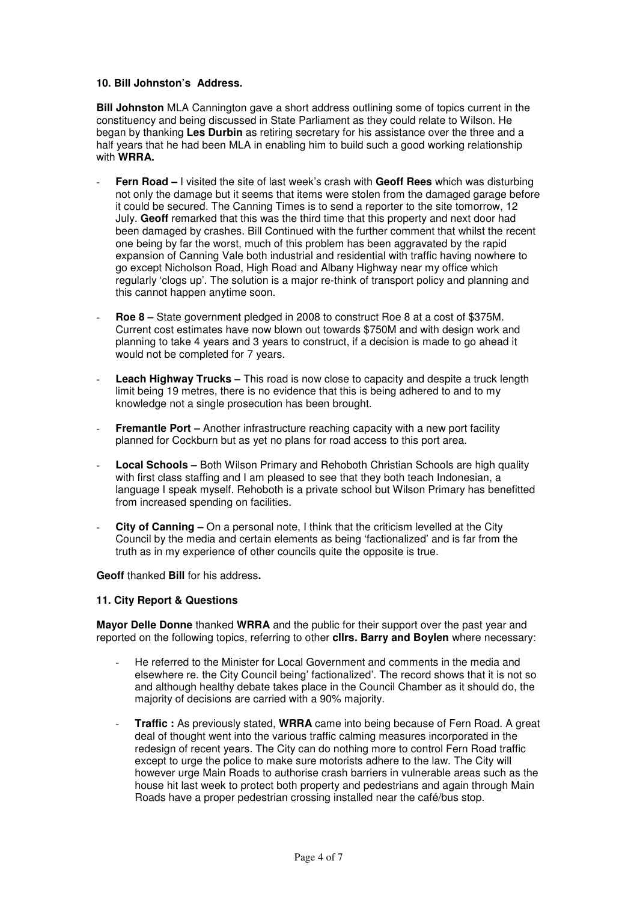**10. Bill Johnston's Address.**

**Bill Johnston** MLA Cannington gave a short address outlining some of topics current in the constituency and being discussed in State Parliament as they could relate to Wilson. He began by thanking **Les Durbin** as retiring secretary for his assistance over the three and a half years that he had been MLA in enabling him to build such a good working relationship with **WRRA.**

- **Fern Road –** I visited the site of last week's crash with **Geoff Rees** which was disturbing not only the damage but it seems that items were stolen from the damaged garage before it could be secured. The Canning Times is to send a reporter to the site tomorrow, 12 July. **Geoff** remarked that this was the third time that this property and next door had been damaged by crashes. Bill Continued with the further comment that whilst the recent one being by far the worst, much of this problem has been aggravated by the rapid expansion of Canning Vale both industrial and residential with traffic having nowhere to go except Nicholson Road, High Road and Albany Highway near my office which regularly 'clogs up'. The solution is a major re-think of transport policy and planning and this cannot happen anytime soon.
- **Roe 8 –** State government pledged in 2008 to construct Roe 8 at a cost of $375M. Current cost estimates have now blown out towards $750M and with design work and planning to take 4 years and 3 years to construct, if a decision is made to go ahead it would not be completed for 7 years.
- **Leach Highway Trucks –** This road is now close to capacity and despite a truck length limit being 19 metres, there is no evidence that this is being adhered to and to my knowledge not a single prosecution has been brought.
- **Fremantle Port –** Another infrastructure reaching capacity with a new port facility planned for Cockburn but as yet no plans for road access to this port area.
- **Local Schools –** Both Wilson Primary and Rehoboth Christian Schools are high quality with first class staffing and I am pleased to see that they both teach Indonesian, a language I speak myself. Rehoboth is a private school but Wilson Primary has benefitted from increased spending on facilities.
- **City of Canning –** On a personal note, I think that the criticism levelled at the City Council by the media and certain elements as being 'factionalized' and is far from the truth as in my experience of other councils quite the opposite is true.

**Geoff** thanked **Bill** for his address**.**

**11. City Report & Questions**

**Mayor Delle Donne** thanked **WRRA** and the public for their support over the past year and reported on the following topics, referring to other **cllrs. Barry and Boylen** where necessary:

- He referred to the Minister for Local Government and comments in the media and elsewhere re. the City Council being' factionalized'. The record shows that it is not so and although healthy debate takes place in the Council Chamber as it should do, the majority of decisions are carried with a 90% majority.
- **Traffic :** As previously stated, **WRRA** came into being because of Fern Road. A great deal of thought went into the various traffic calming measures incorporated in the redesign of recent years. The City can do nothing more to control Fern Road traffic except to urge the police to make sure motorists adhere to the law. The City will however urge Main Roads to authorise crash barriers in vulnerable areas such as the house hit last week to protect both property and pedestrians and again through Main Roads have a proper pedestrian crossing installed near the café/bus stop.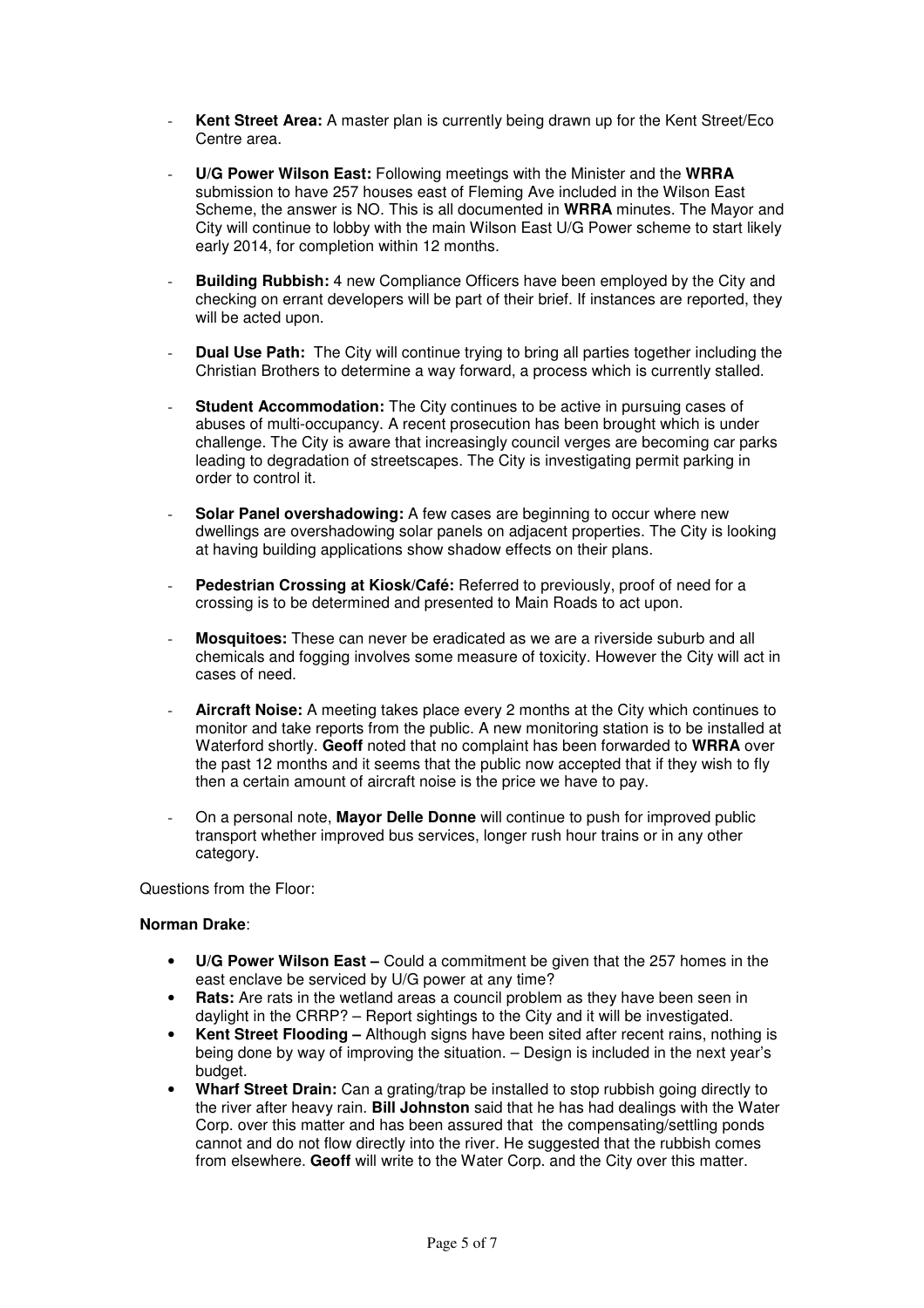- **Kent Street Area:** A master plan is currently being drawn up for the Kent Street/Eco Centre area.

- **U/G Power Wilson East:** Following meetings with the Minister and the **WRRA** submission to have 257 houses east of Fleming Ave included in the Wilson East Scheme, the answer is NO. This is all documented in **WRRA** minutes. The Mayor and City will continue to lobby with the main Wilson East U/G Power scheme to start likely early 2014, for completion within 12 months.

- **Building Rubbish:** 4 new Compliance Officers have been employed by the City and checking on errant developers will be part of their brief. If instances are reported, they will be acted upon.

- **Dual Use Path:** The City will continue trying to bring all parties together including the Christian Brothers to determine a way forward, a process which is currently stalled.

- **Student Accommodation:** The City continues to be active in pursuing cases of abuses of multi-occupancy. A recent prosecution has been brought which is under challenge. The City is aware that increasingly council verges are becoming car parks leading to degradation of streetscapes. The City is investigating permit parking in order to control it.

- **Solar Panel overshadowing:** A few cases are beginning to occur where new dwellings are overshadowing solar panels on adjacent properties. The City is looking at having building applications show shadow effects on their plans.

- **Pedestrian Crossing at Kiosk/Café:** Referred to previously, proof of need for a crossing is to be determined and presented to Main Roads to act upon.

- **Mosquitoes:** These can never be eradicated as we are a riverside suburb and all chemicals and fogging involves some measure of toxicity. However the City will act in cases of need.

- **Aircraft Noise:** A meeting takes place every 2 months at the City which continues to monitor and take reports from the public. A new monitoring station is to be installed at Waterford shortly. **Geoff** noted that no complaint has been forwarded to **WRRA** over the past 12 months and it seems that the public now accepted that if they wish to fly then a certain amount of aircraft noise is the price we have to pay.

- On a personal note, **Mayor Delle Donne** will continue to push for improved public transport whether improved bus services, longer rush hour trains or in any other category.

Questions from the Floor:

**Norman Drake**:

- **U/G Power Wilson East –** Could a commitment be given that the 257 homes in the east enclave be serviced by U/G power at any time?
- **Rats:** Are rats in the wetland areas a council problem as they have been seen in daylight in the CRRP? – Report sightings to the City and it will be investigated.
- **Kent Street Flooding –** Although signs have been sited after recent rains, nothing is being done by way of improving the situation. – Design is included in the next year's budget.
- **Wharf Street Drain:** Can a grating/trap be installed to stop rubbish going directly to the river after heavy rain. **Bill Johnston** said that he has had dealings with the Water Corp. over this matter and has been assured that the compensating/settling ponds cannot and do not flow directly into the river. He suggested that the rubbish comes from elsewhere. **Geoff** will write to the Water Corp. and the City over this matter.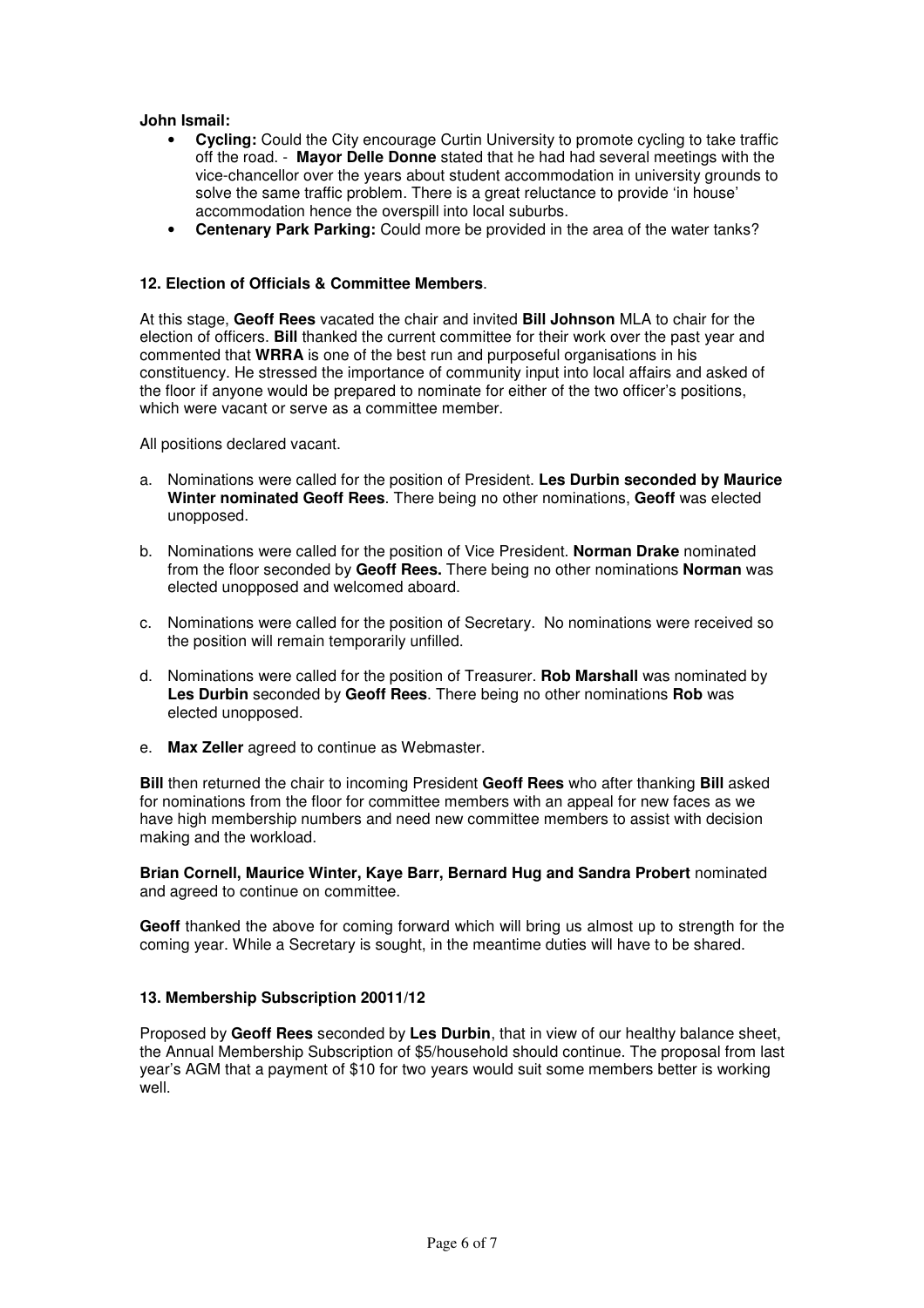**John Ismail:**

- **Cycling:** Could the City encourage Curtin University to promote cycling to take traffic off the road. - **Mayor Delle Donne** stated that he had had several meetings with the vice-chancellor over the years about student accommodation in university grounds to solve the same traffic problem. There is a great reluctance to provide 'in house' accommodation hence the overspill into local suburbs.
- **Centenary Park Parking:** Could more be provided in the area of the water tanks?

**12. Election of Officials & Committee Members**.

At this stage, **Geoff Rees** vacated the chair and invited **Bill Johnson** MLA to chair for the election of officers. **Bill** thanked the current committee for their work over the past year and commented that **WRRA** is one of the best run and purposeful organisations in his constituency. He stressed the importance of community input into local affairs and asked of the floor if anyone would be prepared to nominate for either of the two officer's positions, which were vacant or serve as a committee member.

All positions declared vacant.

a. Nominations were called for the position of President. **Les Durbin seconded by Maurice Winter nominated Geoff Rees**. There being no other nominations, **Geoff** was elected unopposed.

b. Nominations were called for the position of Vice President. **Norman Drake** nominated from the floor seconded by **Geoff Rees.** There being no other nominations **Norman** was elected unopposed and welcomed aboard.

c. Nominations were called for the position of Secretary. No nominations were received so the position will remain temporarily unfilled.

d. Nominations were called for the position of Treasurer. **Rob Marshall** was nominated by **Les Durbin** seconded by **Geoff Rees**. There being no other nominations **Rob** was elected unopposed.

e. **Max Zeller** agreed to continue as Webmaster.

**Bill** then returned the chair to incoming President **Geoff Rees** who after thanking **Bill** asked for nominations from the floor for committee members with an appeal for new faces as we have high membership numbers and need new committee members to assist with decision making and the workload.

**Brian Cornell, Maurice Winter, Kaye Barr, Bernard Hug and Sandra Probert** nominated and agreed to continue on committee.

**Geoff** thanked the above for coming forward which will bring us almost up to strength for the coming year. While a Secretary is sought, in the meantime duties will have to be shared.

**13. Membership Subscription 20011/12**

Proposed by **Geoff Rees** seconded by **Les Durbin**, that in view of our healthy balance sheet, the Annual Membership Subscription of $5/household should continue. The proposal from last year's AGM that a payment of $10 for two years would suit some members better is working well.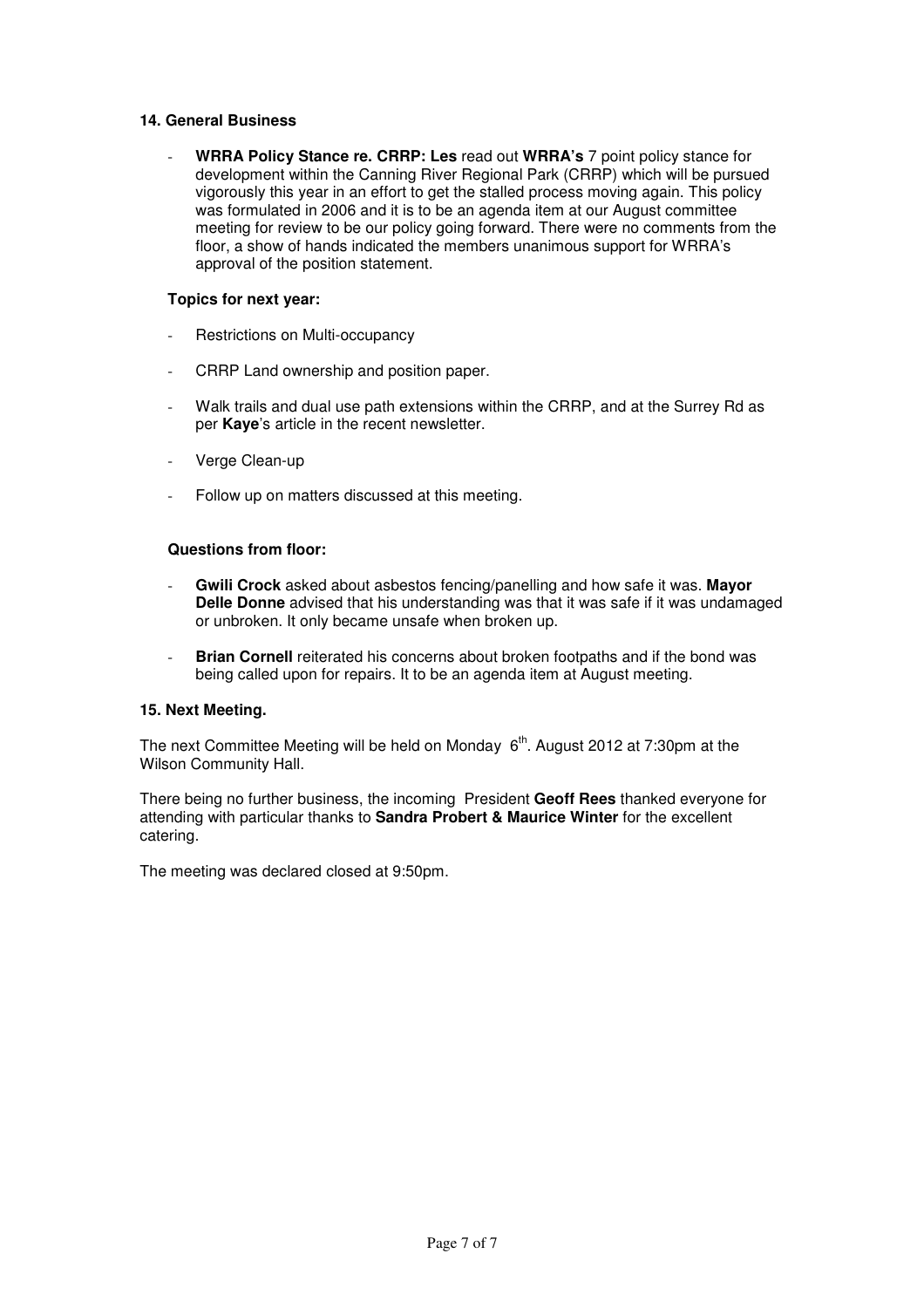**14. General Business**

- **WRRA Policy Stance re. CRRP: Les** read out **WRRA's** 7 point policy stance for development within the Canning River Regional Park (CRRP) which will be pursued vigorously this year in an effort to get the stalled process moving again. This policy was formulated in 2006 and it is to be an agenda item at our August committee meeting for review to be our policy going forward. There were no comments from the floor, a show of hands indicated the members unanimous support for WRRA's approval of the position statement.

**Topics for next year:**

- Restrictions on Multi-occupancy
- CRRP Land ownership and position paper.
- Walk trails and dual use path extensions within the CRRP, and at the Surrey Rd as per **Kaye**'s article in the recent newsletter.
- Verge Clean-up
- Follow up on matters discussed at this meeting.

**Questions from floor:**

- **Gwili Crock** asked about asbestos fencing/panelling and how safe it was. **Mayor Delle Donne** advised that his understanding was that it was safe if it was undamaged or unbroken. It only became unsafe when broken up.
- **Brian Cornell** reiterated his concerns about broken footpaths and if the bond was being called upon for repairs. It to be an agenda item at August meeting.

**15. Next Meeting.**

The next Committee Meeting will be held on Monday 6th. August 2012 at 7:30pm at the Wilson Community Hall.

There being no further business, the incoming President **Geoff Rees** thanked everyone for attending with particular thanks to **Sandra Probert & Maurice Winter** for the excellent catering.

The meeting was declared closed at 9:50pm.